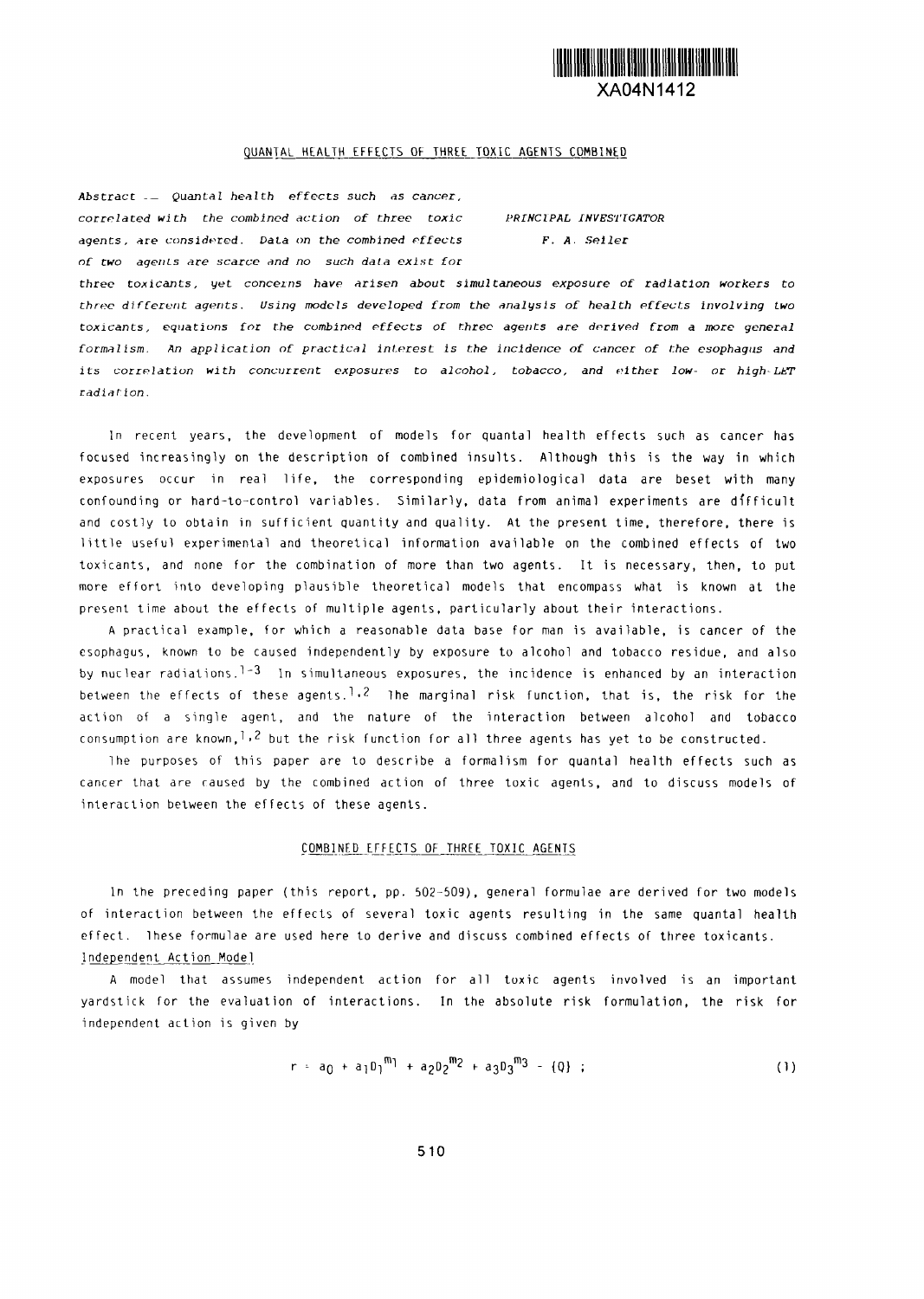XA04N1412

## QUANTAL HEALTH EFFECTS OF THREE TOXIC AGENTS COMBINED

PRINCIPAL INVESTIGATOR
F. A. Seiler

*Abstract — Quantal health effects such as cancer, correlated with the combined action of three toxic agents, are considered. Data on the combined effects of two agents are scarce and no such data exist for three toxicants, yet concerns have arisen about simultaneous exposure of radiation workers to three different agents. Using models developed from the analysis of health effects involving two toxicants, equations for the combined effects of three agents are derived from a more general formalism. An application of practical interest is the incidence of cancer of the esophagus and its correlation with concurrent exposures to alcohol, tobacco, and either low- or high-LET radiation.*

In recent years, the development of models for quantal health effects such as cancer has focused increasingly on the description of combined insults. Although this is the way in which exposures occur in real life, the corresponding epidemiological data are beset with many confounding or hard-to-control variables. Similarly, data from animal experiments are difficult and costly to obtain in sufficient quantity and quality. At the present time, therefore, there is little useful experimental and theoretical information available on the combined effects of two toxicants, and none for the combination of more than two agents. It is necessary, then, to put more effort into developing plausible theoretical models that encompass what is known at the present time about the effects of multiple agents, particularly about their interactions.

A practical example, for which a reasonable data base for man is available, is cancer of the esophagus, known to be caused independently by exposure to alcohol and tobacco residue, and also by nuclear radiations.[1-3] In simultaneous exposures, the incidence is enhanced by an interaction between the effects of these agents.[1,2] The marginal risk function, that is, the risk for the action of a single agent, and the nature of the interaction between alcohol and tobacco consumption are known,[1,2] but the risk function for all three agents has yet to be constructed.

The purposes of this paper are to describe a formalism for quantal health effects such as cancer that are caused by the combined action of three toxic agents, and to discuss models of interaction between the effects of these agents.

## COMBINED EFFECTS OF THREE TOXIC AGENTS

In the preceding paper (this report, pp. 502-509), general formulae are derived for two models of interaction between the effects of several toxic agents resulting in the same quantal health effect. These formulae are used here to derive and discuss combined effects of three toxicants.

### Independent Action Model

A model that assumes independent action for all toxic agents involved is an important yardstick for the evaluation of interactions. In the absolute risk formulation, the risk for independent action is given by

$$r = a_0 + a_1 D_1^{m_1} + a_2 D_2^{m_2} + a_3 D_3^{m_3} - \{Q\} ; \tag{1}$$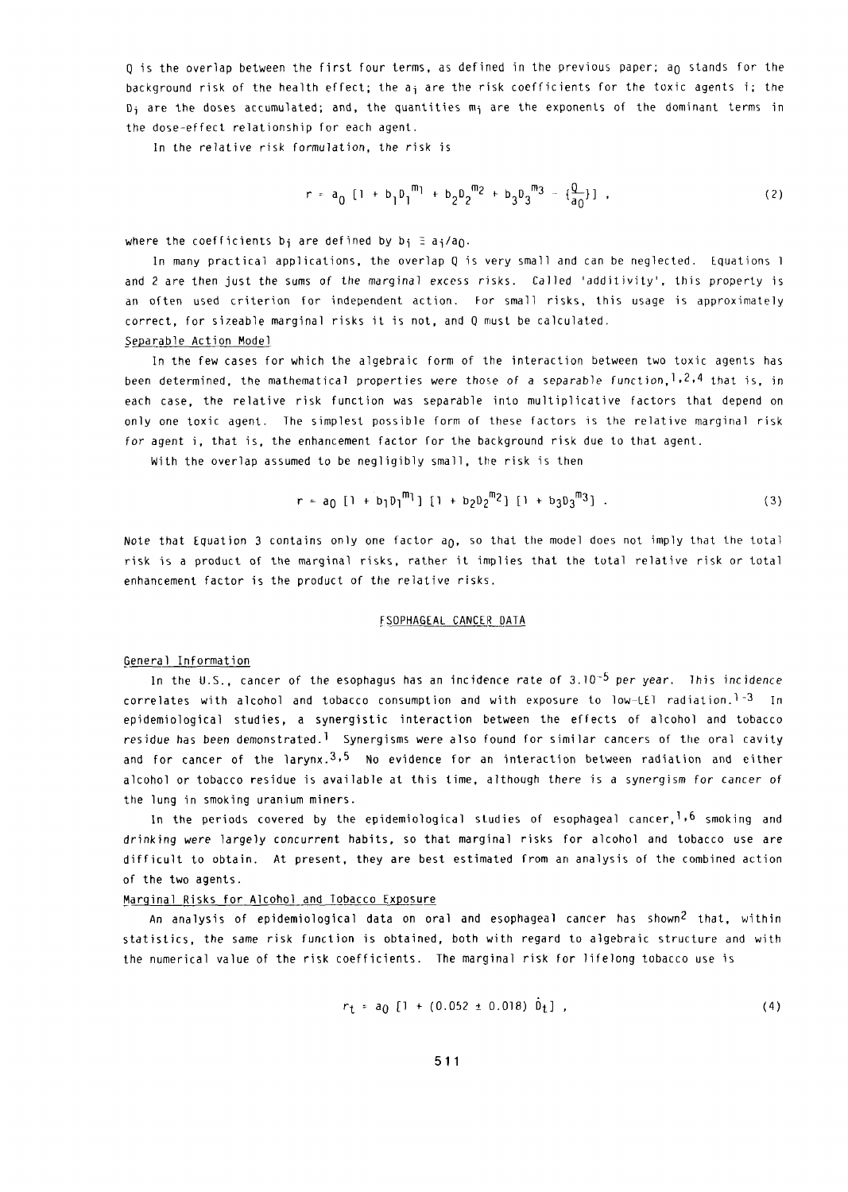Q is the overlap between the first four terms, as defined in the previous paper; $a_0$ stands for the background risk of the health effect; the $a_i$ are the risk coefficients for the toxic agents i; the $D_i$ are the doses accumulated; and, the quantities $m_i$ are the exponents of the dominant terms in the dose-effect relationship for each agent.

In the relative risk formulation, the risk is

$$r = a_0 \left[1 + b_1 D_1^{m_1} + b_2 D_2^{m_2} + b_3 D_3^{m_3} - \left\{\frac{Q}{a_0}\right\}\right] , \tag{2}$$

where the coefficients $b_i$ are defined by $b_i \equiv a_i/a_0$.

In many practical applications, the overlap Q is very small and can be neglected. Equations 1 and 2 are then just the sums of the marginal excess risks. Called 'additivity', this property is an often used criterion for independent action. For small risks, this usage is approximately correct, for sizeable marginal risks it is not, and Q must be calculated.

### Separable Action Model

In the few cases for which the algebraic form of the interaction between two toxic agents has been determined, the mathematical properties were those of a separable function,[1,2,4] that is, in each case, the relative risk function was separable into multiplicative factors that depend on only one toxic agent. The simplest possible form of these factors is the relative marginal risk for agent i, that is, the enhancement factor for the background risk due to that agent.

With the overlap assumed to be negligibly small, the risk is then

$$r = a_0 \left[1 + b_1 D_1^{m_1}\right] \left[1 + b_2 D_2^{m_2}\right] \left[1 + b_3 D_3^{m_3}\right] . \tag{3}$$

Note that Equation 3 contains only one factor $a_0$, so that the model does not imply that the total risk is a product of the marginal risks, rather it implies that the total relative risk or total enhancement factor is the product of the relative risks.

## ESOPHAGEAL CANCER DATA

### General Information

In the U.S., cancer of the esophagus has an incidence rate of $3.10^{-5}$ per year. This incidence correlates with alcohol and tobacco consumption and with exposure to low-LET radiation.[1-3] In epidemiological studies, a synergistic interaction between the effects of alcohol and tobacco residue has been demonstrated.[1] Synergisms were also found for similar cancers of the oral cavity and for cancer of the larynx.[3,5] No evidence for an interaction between radiation and either alcohol or tobacco residue is available at this time, although there is a synergism for cancer of the lung in smoking uranium miners.

In the periods covered by the epidemiological studies of esophageal cancer,[1,6] smoking and drinking were largely concurrent habits, so that marginal risks for alcohol and tobacco use are difficult to obtain. At present, they are best estimated from an analysis of the combined action of the two agents.

### Marginal Risks for Alcohol and Tobacco Exposure

An analysis of epidemiological data on oral and esophageal cancer has shown[2] that, within statistics, the same risk function is obtained, both with regard to algebraic structure and with the numerical value of the risk coefficients. The marginal risk for lifelong tobacco use is

$$r_t = a_0 \left[1 + (0.052 \pm 0.018)\, \dot{D}_t\right] , \tag{4}$$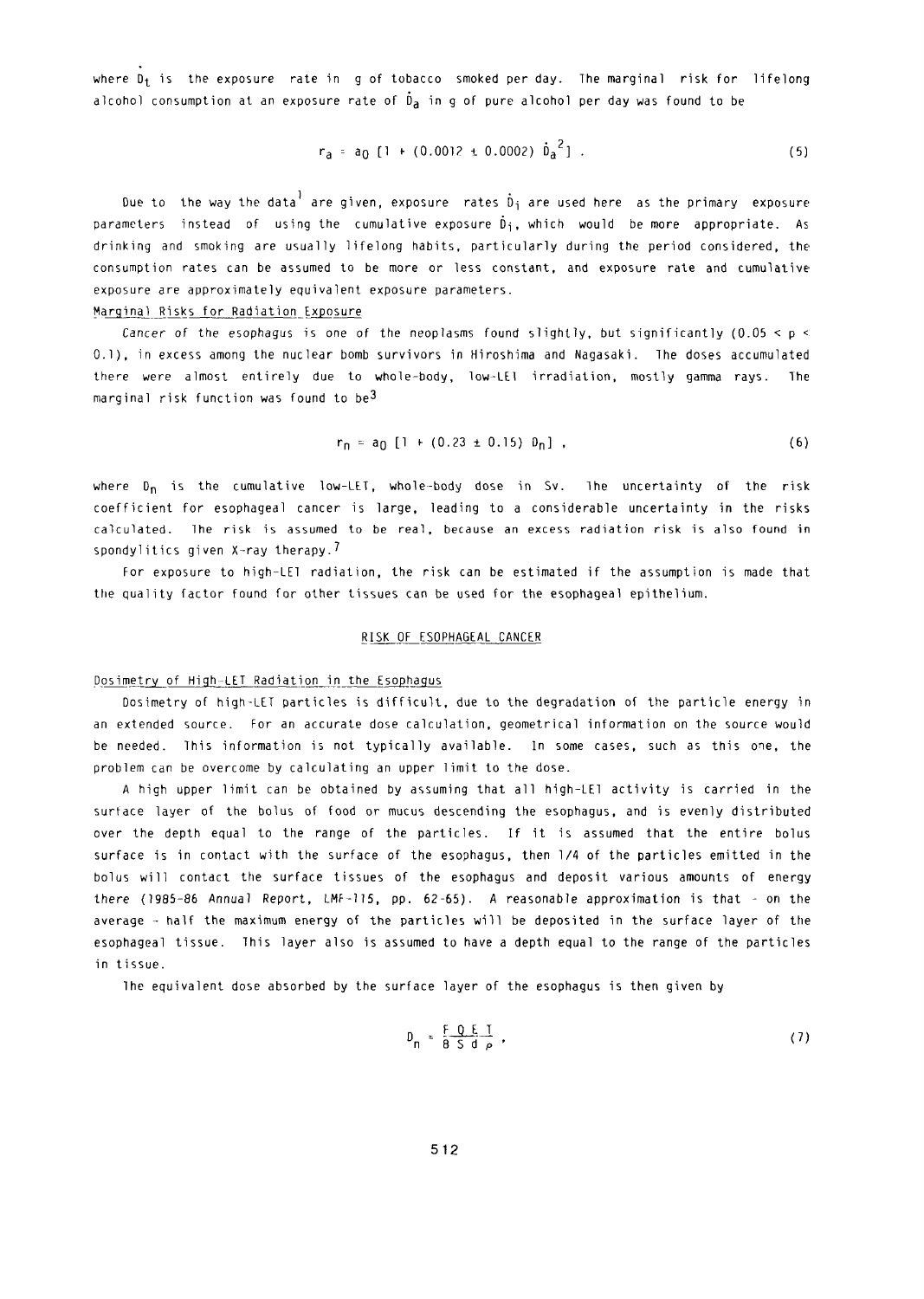where $\dot{D}_t$ is the exposure rate in g of tobacco smoked per day. The marginal risk for lifelong alcohol consumption at an exposure rate of $\dot{D}_a$ in g of pure alcohol per day was found to be

$$r_a = a_0 \, [1 + (0.0012 \pm 0.0002) \, \dot{D}_a^{\,2}] \; . \tag{5}$$

Due to the way the data[1] are given, exposure rates $\dot{D}_i$ are used here as the primary exposure parameters instead of using the cumulative exposure $D_i$, which would be more appropriate. As drinking and smoking are usually lifelong habits, particularly during the period considered, the consumption rates can be assumed to be more or less constant, and exposure rate and cumulative exposure are approximately equivalent exposure parameters.

### Marginal Risks for Radiation Exposure

Cancer of the esophagus is one of the neoplasms found slightly, but significantly ($0.05 < p < 0.1$), in excess among the nuclear bomb survivors in Hiroshima and Nagasaki. The doses accumulated there were almost entirely due to whole-body, low-LET irradiation, mostly gamma rays. The marginal risk function was found to be[3]

$$r_n = a_0 \, [1 + (0.23 \pm 0.15) \, D_n] \; , \tag{6}$$

where $D_n$ is the cumulative low-LET, whole-body dose in Sv. The uncertainty of the risk coefficient for esophageal cancer is large, leading to a considerable uncertainty in the risks calculated. The risk is assumed to be real, because an excess radiation risk is also found in spondylitics given X-ray therapy.[7]

For exposure to high-LET radiation, the risk can be estimated if the assumption is made that the quality factor found for other tissues can be used for the esophageal epithelium.

## RISK OF ESOPHAGEAL CANCER

### Dosimetry of High-LET Radiation in the Esophagus

Dosimetry of high-LET particles is difficult, due to the degradation of the particle energy in an extended source. For an accurate dose calculation, geometrical information on the source would be needed. This information is not typically available. In some cases, such as this one, the problem can be overcome by calculating an upper limit to the dose.

A high upper limit can be obtained by assuming that all high-LET activity is carried in the surface layer of the bolus of food or mucus descending the esophagus, and is evenly distributed over the depth equal to the range of the particles. If it is assumed that the entire bolus surface is in contact with the surface of the esophagus, then 1/4 of the particles emitted in the bolus will contact the surface tissues of the esophagus and deposit various amounts of energy there (1985-86 Annual Report, LMF-115, pp. 62-65). A reasonable approximation is that - on the average - half the maximum energy of the particles will be deposited in the surface layer of the esophageal tissue. This layer also is assumed to have a depth equal to the range of the particles in tissue.

The equivalent dose absorbed by the surface layer of the esophagus is then given by

$$D_n = \frac{F \, Q \, E \, T}{8 \, S \, d \, \rho} \; , \tag{7}$$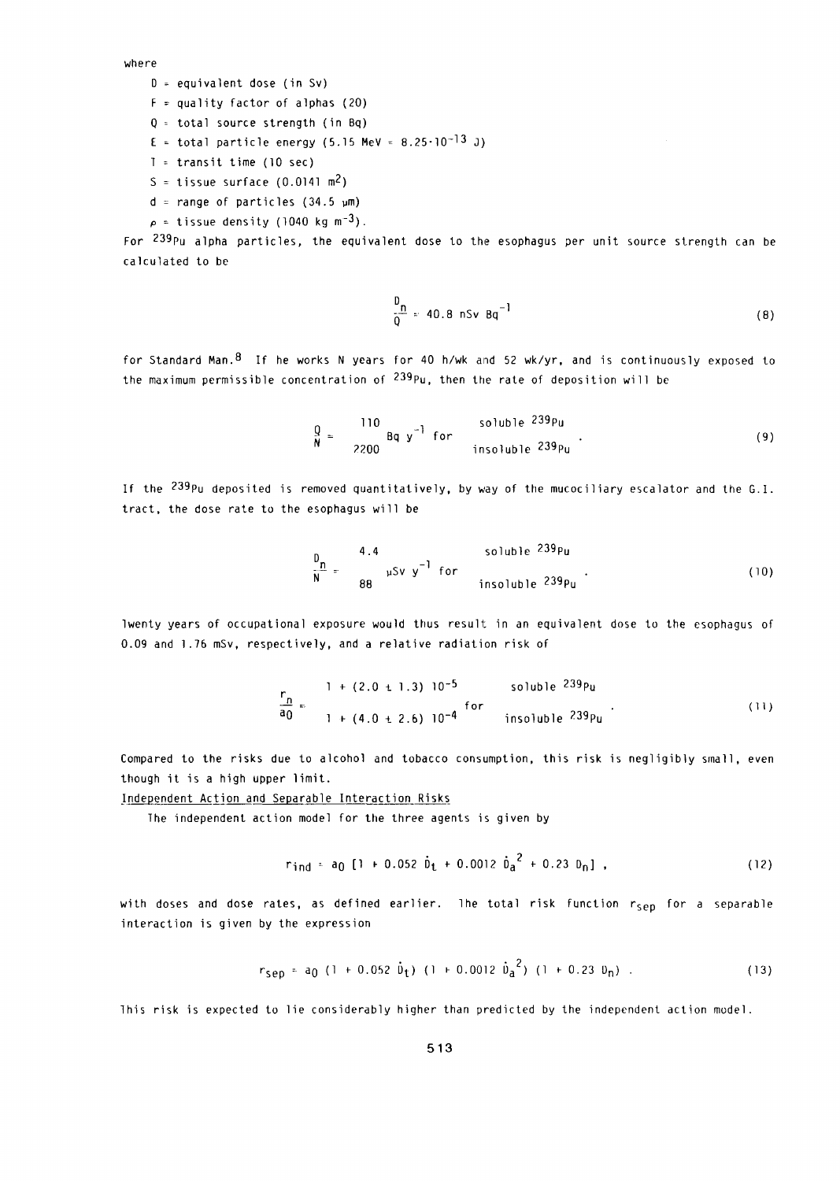where

- $D$ = equivalent dose (in Sv)
- $F$ = quality factor of alphas (20)
- $Q$ = total source strength (in Bq)
- $E$ = total particle energy (5.15 MeV = $8.25 \cdot 10^{-13}$ J)
- $T$ = transit time (10 sec)
- $S$ = tissue surface (0.0141 $m^2$)
- $d$ = range of particles (34.5 μm)
- $\rho$ = tissue density (1040 kg $m^{-3}$).

For $^{239}Pu$ alpha particles, the equivalent dose to the esophagus per unit source strength can be calculated to be

$$\frac{D_n}{Q} = 40.8 \text{ nSv Bq}^{-1} \tag{8}$$

for Standard Man.[8] If he works N years for 40 h/wk and 52 wk/yr, and is continuously exposed to the maximum permissible concentration of $^{239}Pu$, then the rate of deposition will be

$$\frac{Q}{N} = \begin{matrix} 110 \\ 2200 \end{matrix} \text{ Bq y}^{-1} \text{ for } \begin{matrix} \text{soluble } ^{239}Pu \\ \text{insoluble } ^{239}Pu \end{matrix} . \tag{9}$$

If the $^{239}Pu$ deposited is removed quantitatively, by way of the mucociliary escalator and the G.I. tract, the dose rate to the esophagus will be

$$\frac{D_n}{N} = \begin{matrix} 4.4 \\ 88 \end{matrix} \text{ μSv y}^{-1} \text{ for } \begin{matrix} \text{soluble } ^{239}Pu \\ \text{insoluble } ^{239}Pu \end{matrix} . \tag{10}$$

Twenty years of occupational exposure would thus result in an equivalent dose to the esophagus of 0.09 and 1.76 mSv, respectively, and a relative radiation risk of

$$\frac{r_n}{a_0} = \begin{matrix} 1 + (2.0 \pm 1.3)\ 10^{-5} \\ 1 + (4.0 \pm 2.6)\ 10^{-4} \end{matrix} \text{ for } \begin{matrix} \text{soluble } ^{239}Pu \\ \text{insoluble } ^{239}Pu \end{matrix} . \tag{11}$$

Compared to the risks due to alcohol and tobacco consumption, this risk is negligibly small, even though it is a high upper limit.

## Independent Action and Separable Interaction Risks

The independent action model for the three agents is given by

$$r_{ind} = a_0 \left[1 + 0.052\ \dot{D}_t + 0.0012\ \dot{D}_a^2 + 0.23\ D_n\right] , \tag{12}$$

with doses and dose rates, as defined earlier. The total risk function $r_{sep}$ for a separable interaction is given by the expression

$$r_{sep} = a_0\ (1 + 0.052\ \dot{D}_t)\ (1 + 0.0012\ \dot{D}_a^2)\ (1 + 0.23\ D_n) . \tag{13}$$

This risk is expected to lie considerably higher than predicted by the independent action model.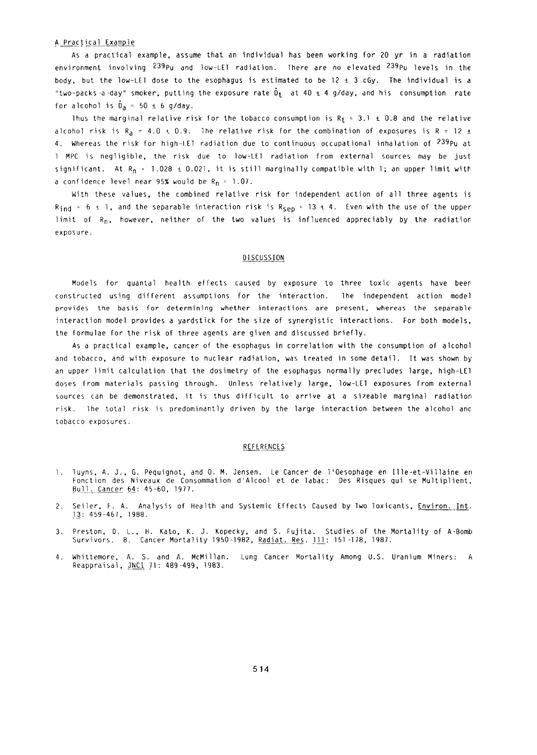### A Practical Example

As a practical example, assume that an individual has been working for 20 yr in a radiation environment involving $^{239}$Pu and low-LET radiation. There are no elevated $^{239}$Pu levels in the body, but the low-LET dose to the esophagus is estimated to be 12 ± 3 cGy. The individual is a "two-packs-a-day" smoker, putting the exposure rate $\dot{D}_t$ at 40 ± 4 g/day, and his consumption rate for alcohol is $\dot{D}_a$ = 50 ± 6 g/day.

Thus the marginal relative risk for the tobacco consumption is $R_t$ = 3.1 ± 0.8 and the relative alcohol risk is $R_a$ = 4.0 ± 0.9. The relative risk for the combination of exposures is R = 12 ± 4. Whereas the risk for high-LET radiation due to continuous occupational inhalation of $^{239}$Pu at 1 MPC is negligible, the risk due to low-LET radiation from external sources may be just significant. At $R_n$ = 1.028 ± 0.021, it is still marginally compatible with 1; an upper limit with a confidence level near 95% would be $R_n$ = 1.07.

With these values, the combined relative risk for independent action of all three agents is $R_{ind}$ = 6 ± 1, and the separable interaction risk is $R_{sep}$ = 13 ± 4. Even with the use of the upper limit of $R_n$, however, neither of the two values is influenced appreciably by the radiation exposure.

## DISCUSSION

Models for quantal health effects caused by exposure to three toxic agents have been constructed using different assumptions for the interaction. The independent action model provides the basis for determining whether interactions are present, whereas the separable interaction model provides a yardstick for the size of synergistic interactions. For both models, the formulae for the risk of three agents are given and discussed briefly.

As a practical example, cancer of the esophagus in correlation with the consumption of alcohol and tobacco, and with exposure to nuclear radiation, was treated in some detail. It was shown by an upper limit calculation that the dosimetry of the esophagus normally precludes large, high-LET doses from materials passing through. Unless relatively large, low-LET exposures from external sources can be demonstrated, it is thus difficult to arrive at a sizeable marginal radiation risk. The total risk is predominantly driven by the large interaction between the alcohol and tobacco exposures.

## REFERENCES

1. Tuyns, A. J., G. Pequignot, and O. M. Jensen. Le Cancer de l'Oesophage en Ille-et-Villaine en Fonction des Niveaux de Consommation d'Alcool et de Tabac: Des Risques qui se Multiplient, Bull. Cancer 64: 45-60, 1977.

2. Seiler, F. A. Analysis of Health and Systemic Effects Caused by Two Toxicants, Environ. Int. 13: 459-467, 1988.

3. Preston, D. L., H. Kato, K. J. Kopecky, and S. Fujita. Studies of the Mortality of A-Bomb Survivors. 8. Cancer Mortality 1950-1982, Radiat. Res. 111: 151-178, 1987.

4. Whittemore, A. S. and A. McMillan. Lung Cancer Mortality Among U.S. Uranium Miners: A Reappraisal, JNCI 71: 489-499, 1983.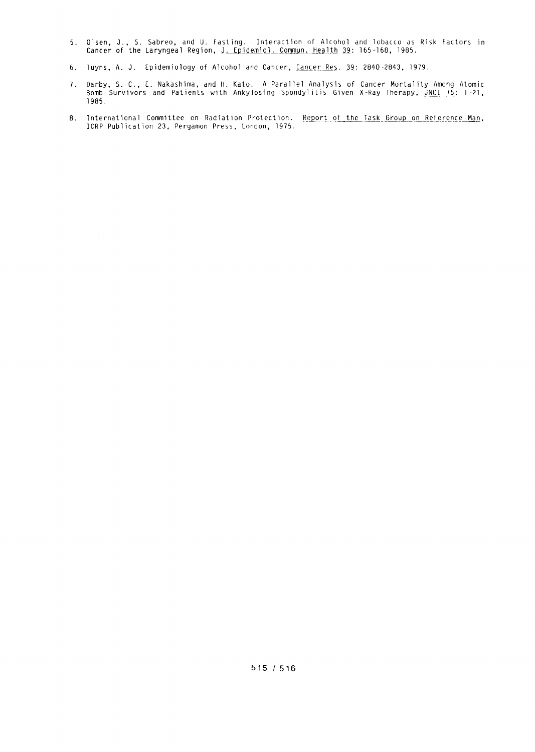5. Olsen, J., S. Sabreo, and U. Fasting. Interaction of Alcohol and Tobacco as Risk Factors in Cancer of the Laryngeal Region, J. Epidemiol. Commun. Health 39: 165-168, 1985.

6. Tuyns, A. J. Epidemiology of Alcohol and Cancer, Cancer Res. 39: 2840-2843, 1979.

7. Darby, S. C., E. Nakashima, and H. Kato. A Parallel Analysis of Cancer Mortality Among Atomic Bomb Survivors and Patients with Ankylosing Spondylitis Given X-Ray Therapy, JNCI 75: 1-21, 1985.

8. International Committee on Radiation Protection. Report of the Task Group on Reference Man, ICRP Publication 23, Pergamon Press, London, 1975.